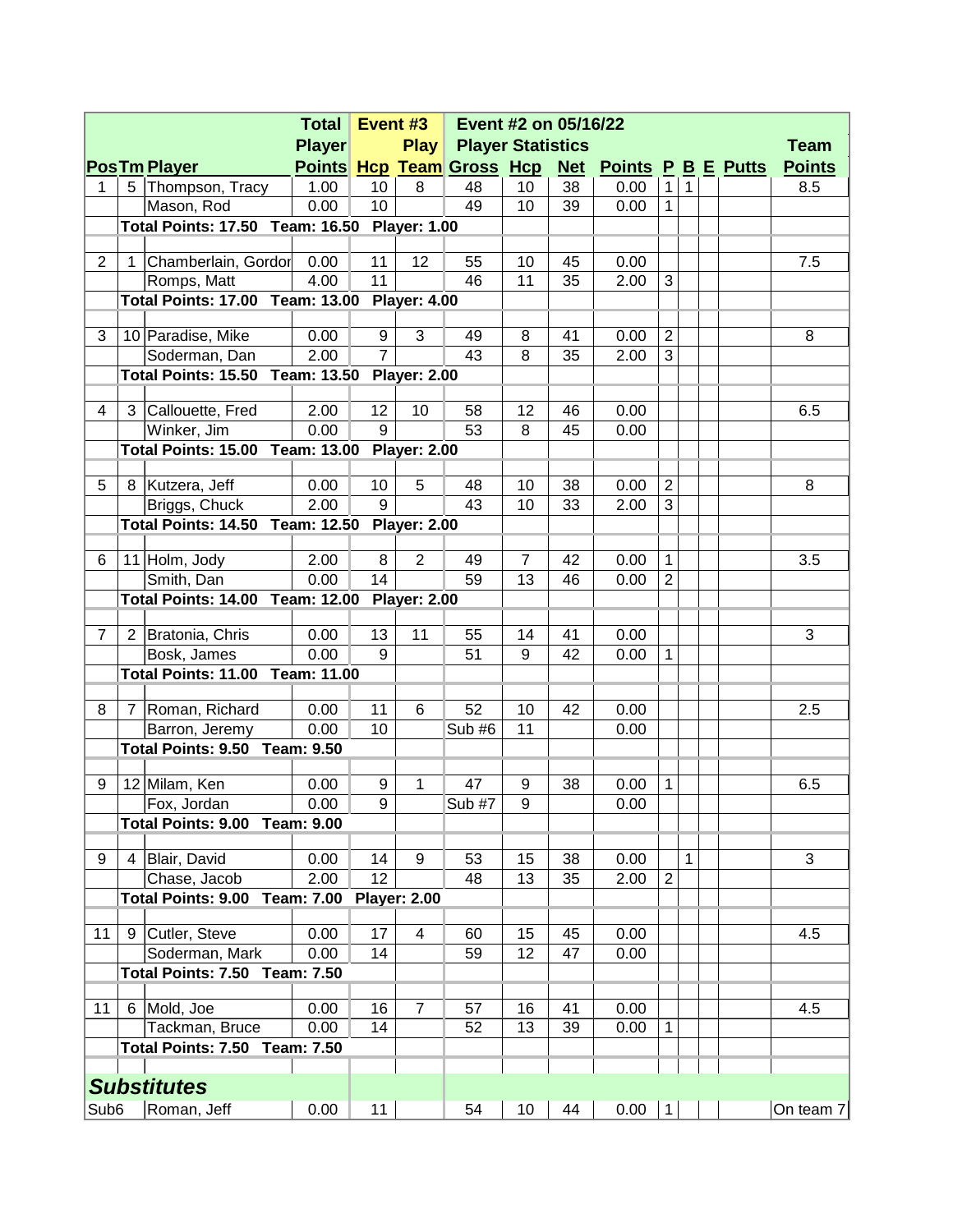| Pos | Tm | Player | Total Player Points | Event #3 Hcp | Play Team | Event #2 on 05/16/22 Player Statistics Gross | Hcp | Net | Points | P | B | E | Putts | Team Points |
|---|---|---|---|---|---|---|---|---|---|---|---|---|---|---|
| 1 | 5 | Thompson, Tracy | 1.00 | 10 | 8 | 48 | 10 | 38 | 0.00 | 1 | 1 | | | 8.5 |
| | | Mason, Rod | 0.00 | 10 | | 49 | 10 | 39 | 0.00 | 1 | | | | |
| | Total Points: 17.50 Team: 16.50 Player: 1.00 | | | | | | | | | | | | | |
| 2 | 1 | Chamberlain, Gordon | 0.00 | 11 | 12 | 55 | 10 | 45 | 0.00 | | | | | 7.5 |
| | | Romps, Matt | 4.00 | 11 | | 46 | 11 | 35 | 2.00 | 3 | | | | |
| | Total Points: 17.00 Team: 13.00 Player: 4.00 | | | | | | | | | | | | | |
| 3 | 10 | Paradise, Mike | 0.00 | 9 | 3 | 49 | 8 | 41 | 0.00 | 2 | | | | 8 |
| | | Soderman, Dan | 2.00 | 7 | | 43 | 8 | 35 | 2.00 | 3 | | | | |
| | Total Points: 15.50 Team: 13.50 Player: 2.00 | | | | | | | | | | | | | |
| 4 | 3 | Callouette, Fred | 2.00 | 12 | 10 | 58 | 12 | 46 | 0.00 | | | | | 6.5 |
| | | Winker, Jim | 0.00 | 9 | | 53 | 8 | 45 | 0.00 | | | | | |
| | Total Points: 15.00 Team: 13.00 Player: 2.00 | | | | | | | | | | | | | |
| 5 | 8 | Kutzera, Jeff | 0.00 | 10 | 5 | 48 | 10 | 38 | 0.00 | 2 | | | | 8 |
| | | Briggs, Chuck | 2.00 | 9 | | 43 | 10 | 33 | 2.00 | 3 | | | | |
| | Total Points: 14.50 Team: 12.50 Player: 2.00 | | | | | | | | | | | | | |
| 6 | 11 | Holm, Jody | 2.00 | 8 | 2 | 49 | 7 | 42 | 0.00 | 1 | | | | 3.5 |
| | | Smith, Dan | 0.00 | 14 | | 59 | 13 | 46 | 0.00 | 2 | | | | |
| | Total Points: 14.00 Team: 12.00 Player: 2.00 | | | | | | | | | | | | | |
| 7 | 2 | Bratonia, Chris | 0.00 | 13 | 11 | 55 | 14 | 41 | 0.00 | | | | | 3 |
| | | Bosk, James | 0.00 | 9 | | 51 | 9 | 42 | 0.00 | 1 | | | | |
| | Total Points: 11.00 Team: 11.00 | | | | | | | | | | | | | |
| 8 | 7 | Roman, Richard | 0.00 | 11 | 6 | 52 | 10 | 42 | 0.00 | | | | | 2.5 |
| | | Barron, Jeremy | 0.00 | 10 | | Sub #6 | 11 | | 0.00 | | | | | |
| | Total Points: 9.50 Team: 9.50 | | | | | | | | | | | | | |
| 9 | 12 | Milam, Ken | 0.00 | 9 | 1 | 47 | 9 | 38 | 0.00 | 1 | | | | 6.5 |
| | | Fox, Jordan | 0.00 | 9 | | Sub #7 | 9 | | 0.00 | | | | | |
| | Total Points: 9.00 Team: 9.00 | | | | | | | | | | | | | |
| 9 | 4 | Blair, David | 0.00 | 14 | 9 | 53 | 15 | 38 | 0.00 | | 1 | | | 3 |
| | | Chase, Jacob | 2.00 | 12 | | 48 | 13 | 35 | 2.00 | 2 | | | | |
| | Total Points: 9.00 Team: 7.00 Player: 2.00 | | | | | | | | | | | | | |
| 11 | 9 | Cutler, Steve | 0.00 | 17 | 4 | 60 | 15 | 45 | 0.00 | | | | | 4.5 |
| | | Soderman, Mark | 0.00 | 14 | | 59 | 12 | 47 | 0.00 | | | | | |
| | Total Points: 7.50 Team: 7.50 | | | | | | | | | | | | | |
| 11 | 6 | Mold, Joe | 0.00 | 16 | 7 | 57 | 16 | 41 | 0.00 | | | | | 4.5 |
| | | Tackman, Bruce | 0.00 | 14 | | 52 | 13 | 39 | 0.00 | 1 | | | | |
| | Total Points: 7.50 Team: 7.50 | | | | | | | | | | | | | |
| ***Substitutes*** | | | | | | | | | | | | | | |
| Sub6 | | Roman, Jeff | 0.00 | 11 | | 54 | 10 | 44 | 0.00 | 1 | | | | On team 7 |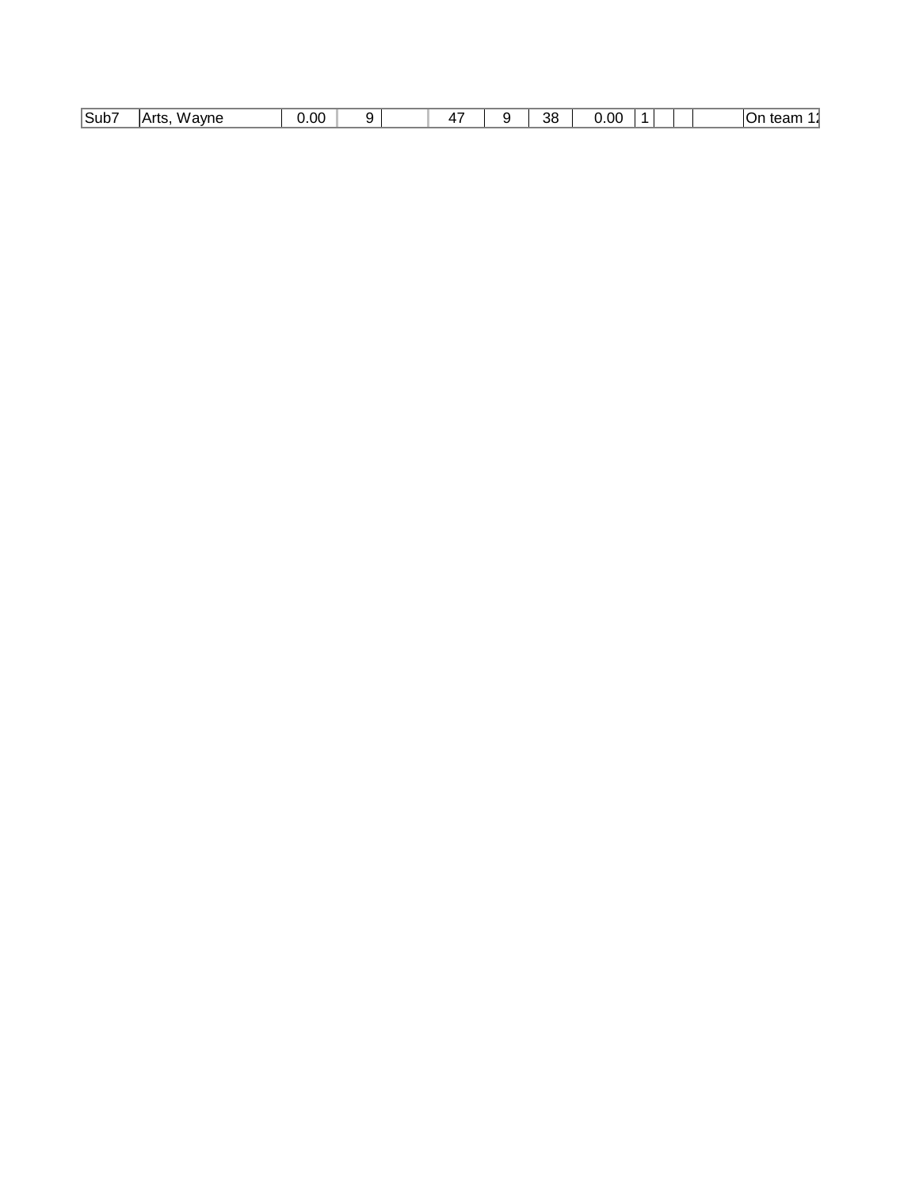| Sub7 | Arts, Wayne | 0.00 | 9 | | 47 | 9 | 38 | 0.00 | 1 | | | | On team 12 |
|---|---|---|---|---|---|---|---|---|---|---|---|---|---|